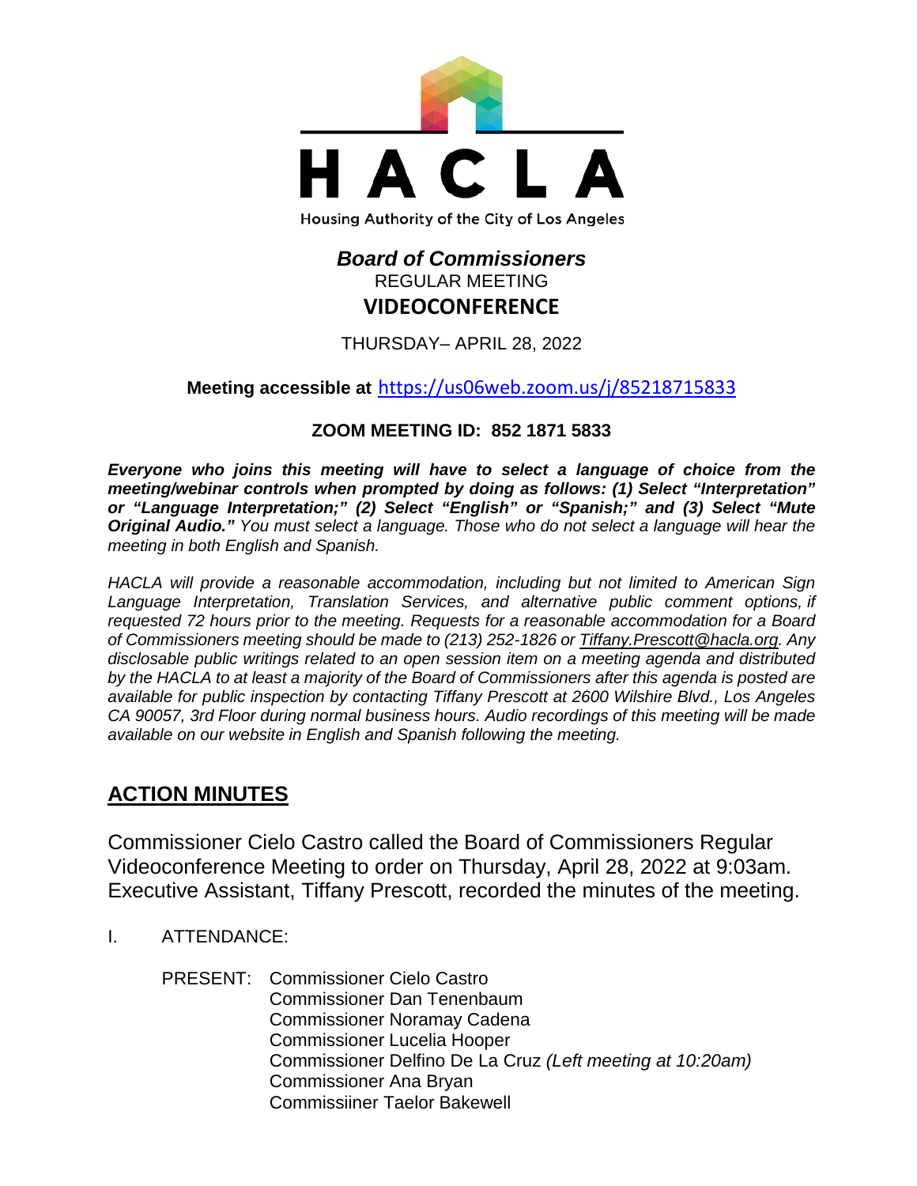HACLA

Housing Authority of the City of Los Angeles

# *Board of Commissioners*

REGULAR MEETING

**VIDEOCONFERENCE**

THURSDAY– APRIL 28, 2022

**Meeting accessible at** https://us06web.zoom.us/j/85218715833

**ZOOM MEETING ID: 852 1871 5833**

***Everyone who joins this meeting will have to select a language of choice from the meeting/webinar controls when prompted by doing as follows: (1) Select "Interpretation" or "Language Interpretation;" (2) Select "English" or "Spanish;" and (3) Select "Mute Original Audio."*** *You must select a language. Those who do not select a language will hear the meeting in both English and Spanish.*

*HACLA will provide a reasonable accommodation, including but not limited to American Sign Language Interpretation, Translation Services, and alternative public comment options, if requested 72 hours prior to the meeting. Requests for a reasonable accommodation for a Board of Commissioners meeting should be made to (213) 252-1826 or Tiffany.Prescott@hacla.org. Any disclosable public writings related to an open session item on a meeting agenda and distributed by the HACLA to at least a majority of the Board of Commissioners after this agenda is posted are available for public inspection by contacting Tiffany Prescott at 2600 Wilshire Blvd., Los Angeles CA 90057, 3rd Floor during normal business hours. Audio recordings of this meeting will be made available on our website in English and Spanish following the meeting.*

## ACTION MINUTES

Commissioner Cielo Castro called the Board of Commissioners Regular Videoconference Meeting to order on Thursday, April 28, 2022 at 9:03am. Executive Assistant, Tiffany Prescott, recorded the minutes of the meeting.

I. ATTENDANCE:

PRESENT: Commissioner Cielo Castro
Commissioner Dan Tenenbaum
Commissioner Noramay Cadena
Commissioner Lucelia Hooper
Commissioner Delfino De La Cruz *(Left meeting at 10:20am)*
Commissioner Ana Bryan
Commissiiner Taelor Bakewell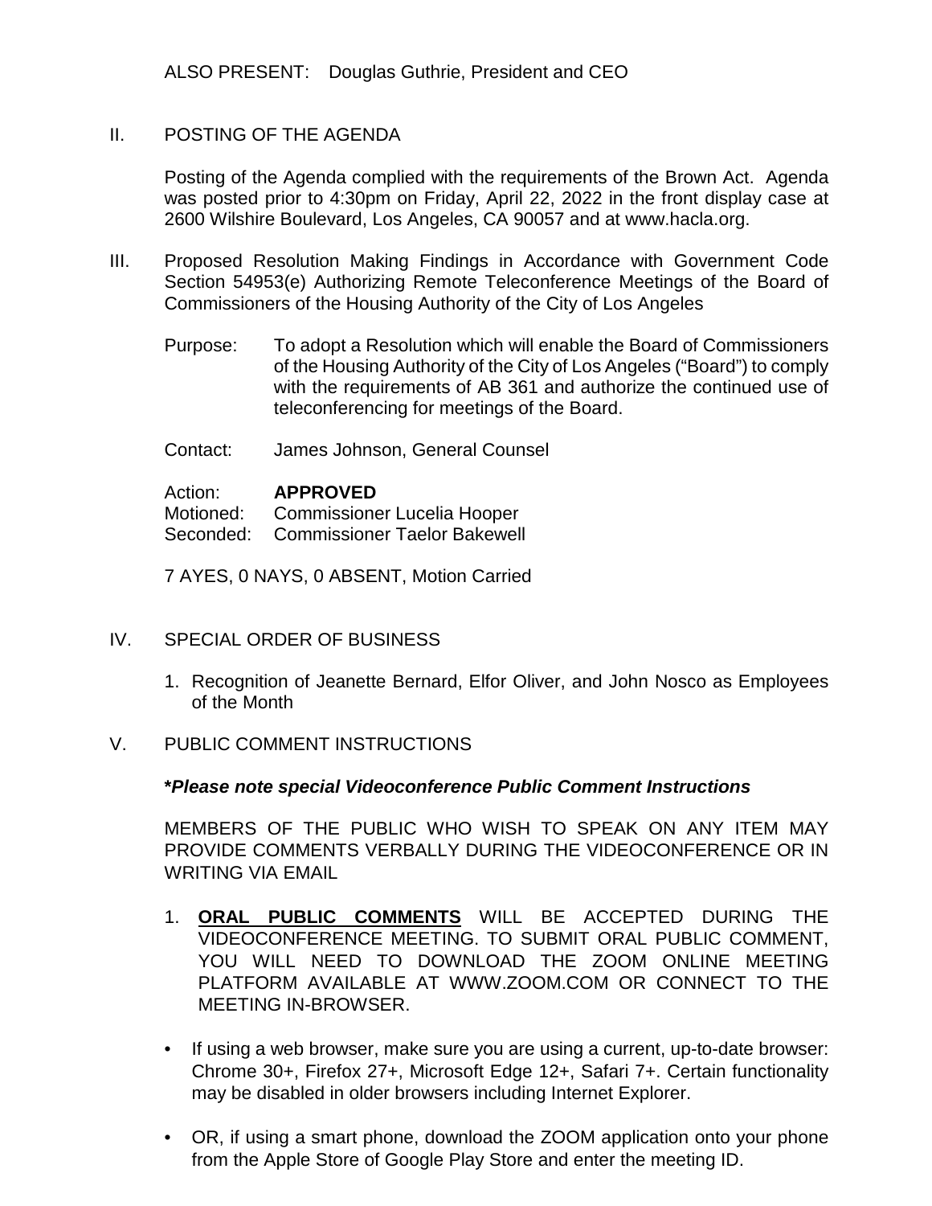ALSO PRESENT: Douglas Guthrie, President and CEO

## II. POSTING OF THE AGENDA

Posting of the Agenda complied with the requirements of the Brown Act. Agenda was posted prior to 4:30pm on Friday, April 22, 2022 in the front display case at 2600 Wilshire Boulevard, Los Angeles, CA 90057 and at www.hacla.org.

## III. Proposed Resolution Making Findings in Accordance with Government Code Section 54953(e) Authorizing Remote Teleconference Meetings of the Board of Commissioners of the Housing Authority of the City of Los Angeles

Purpose: To adopt a Resolution which will enable the Board of Commissioners of the Housing Authority of the City of Los Angeles ("Board") to comply with the requirements of AB 361 and authorize the continued use of teleconferencing for meetings of the Board.

Contact: James Johnson, General Counsel

Action: **APPROVED**
Motioned: Commissioner Lucelia Hooper
Seconded: Commissioner Taelor Bakewell

7 AYES, 0 NAYS, 0 ABSENT, Motion Carried

## IV. SPECIAL ORDER OF BUSINESS

1. Recognition of Jeanette Bernard, Elfor Oliver, and John Nosco as Employees of the Month

## V. PUBLIC COMMENT INSTRUCTIONS

***Please note special Videoconference Public Comment Instructions***

MEMBERS OF THE PUBLIC WHO WISH TO SPEAK ON ANY ITEM MAY PROVIDE COMMENTS VERBALLY DURING THE VIDEOCONFERENCE OR IN WRITING VIA EMAIL

1. **ORAL PUBLIC COMMENTS** WILL BE ACCEPTED DURING THE VIDEOCONFERENCE MEETING. TO SUBMIT ORAL PUBLIC COMMENT, YOU WILL NEED TO DOWNLOAD THE ZOOM ONLINE MEETING PLATFORM AVAILABLE AT WWW.ZOOM.COM OR CONNECT TO THE MEETING IN-BROWSER.

- If using a web browser, make sure you are using a current, up-to-date browser: Chrome 30+, Firefox 27+, Microsoft Edge 12+, Safari 7+. Certain functionality may be disabled in older browsers including Internet Explorer.

- OR, if using a smart phone, download the ZOOM application onto your phone from the Apple Store of Google Play Store and enter the meeting ID.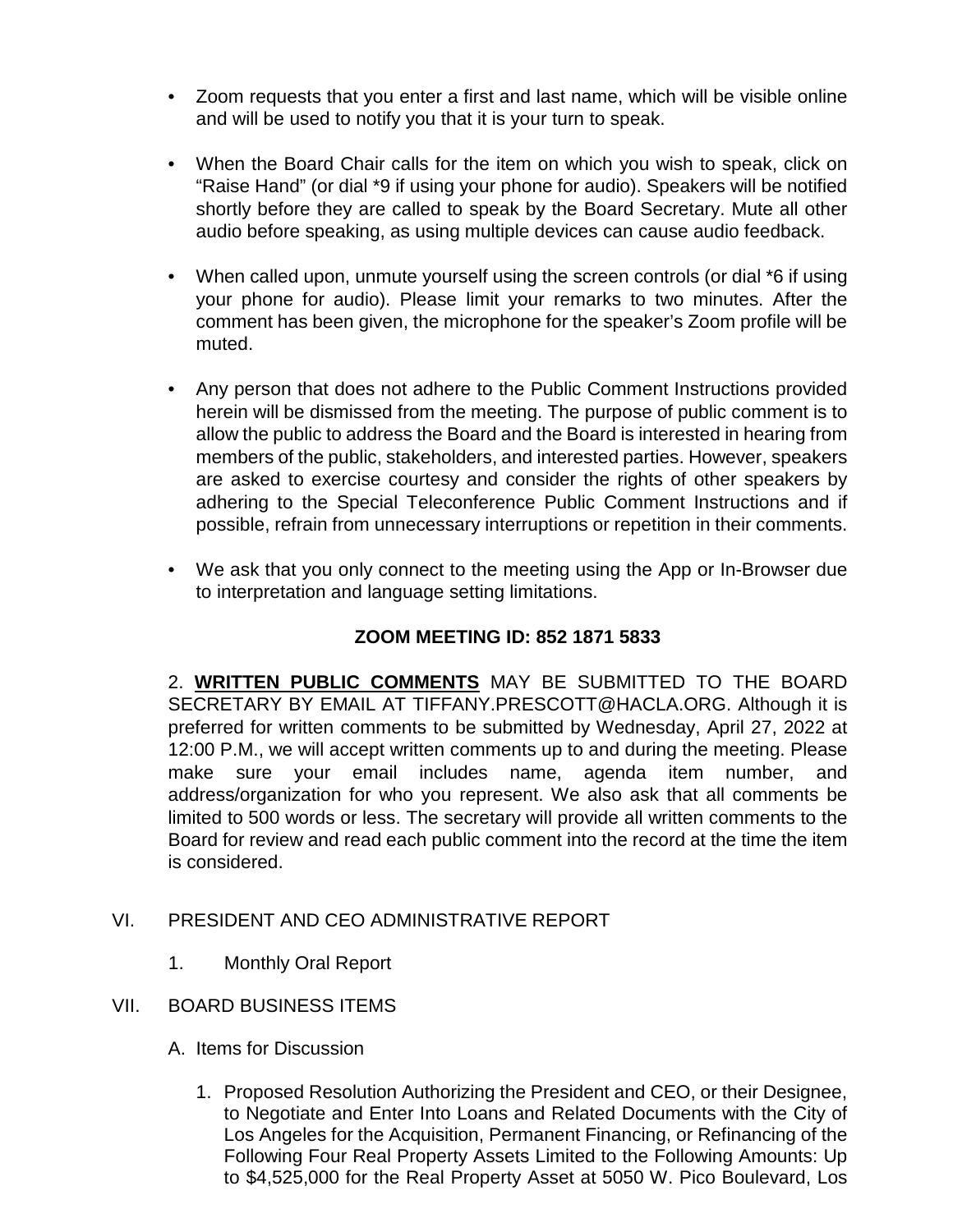- Zoom requests that you enter a first and last name, which will be visible online and will be used to notify you that it is your turn to speak.

- When the Board Chair calls for the item on which you wish to speak, click on "Raise Hand" (or dial *9 if using your phone for audio). Speakers will be notified shortly before they are called to speak by the Board Secretary. Mute all other audio before speaking, as using multiple devices can cause audio feedback.

- When called upon, unmute yourself using the screen controls (or dial *6 if using your phone for audio). Please limit your remarks to two minutes. After the comment has been given, the microphone for the speaker's Zoom profile will be muted.

- Any person that does not adhere to the Public Comment Instructions provided herein will be dismissed from the meeting. The purpose of public comment is to allow the public to address the Board and the Board is interested in hearing from members of the public, stakeholders, and interested parties. However, speakers are asked to exercise courtesy and consider the rights of other speakers by adhering to the Special Teleconference Public Comment Instructions and if possible, refrain from unnecessary interruptions or repetition in their comments.

- We ask that you only connect to the meeting using the App or In-Browser due to interpretation and language setting limitations.

**ZOOM MEETING ID: 852 1871 5833**

2. **WRITTEN PUBLIC COMMENTS** MAY BE SUBMITTED TO THE BOARD SECRETARY BY EMAIL AT TIFFANY.PRESCOTT@HACLA.ORG. Although it is preferred for written comments to be submitted by Wednesday, April 27, 2022 at 12:00 P.M., we will accept written comments up to and during the meeting. Please make sure your email includes name, agenda item number, and address/organization for who you represent. We also ask that all comments be limited to 500 words or less. The secretary will provide all written comments to the Board for review and read each public comment into the record at the time the item is considered.

VI. PRESIDENT AND CEO ADMINISTRATIVE REPORT

1. Monthly Oral Report

VII. BOARD BUSINESS ITEMS

A. Items for Discussion

1. Proposed Resolution Authorizing the President and CEO, or their Designee, to Negotiate and Enter Into Loans and Related Documents with the City of Los Angeles for the Acquisition, Permanent Financing, or Refinancing of the Following Four Real Property Assets Limited to the Following Amounts: Up to $4,525,000 for the Real Property Asset at 5050 W. Pico Boulevard, Los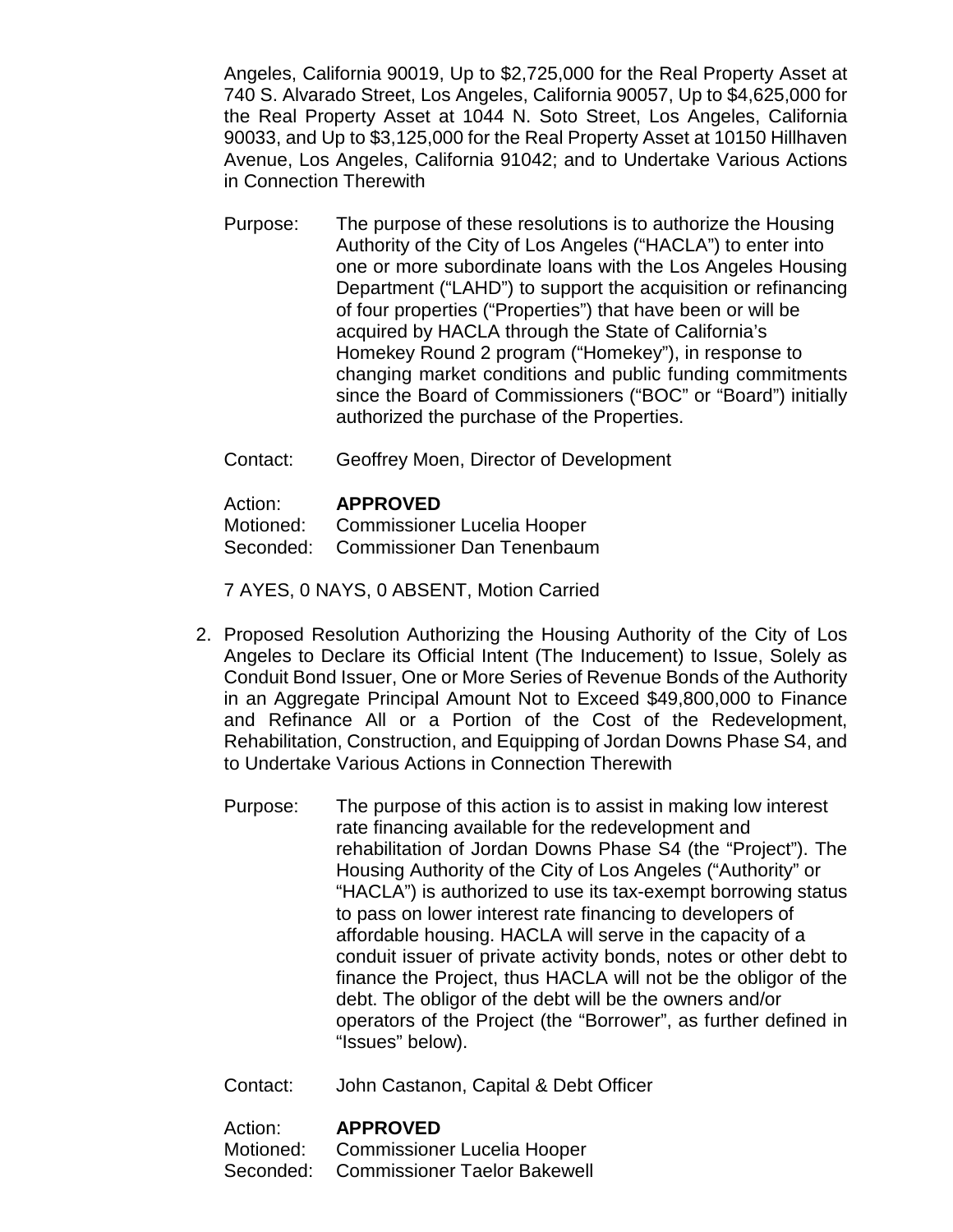Angeles, California 90019, Up to $2,725,000 for the Real Property Asset at 740 S. Alvarado Street, Los Angeles, California 90057, Up to $4,625,000 for the Real Property Asset at 1044 N. Soto Street, Los Angeles, California 90033, and Up to $3,125,000 for the Real Property Asset at 10150 Hillhaven Avenue, Los Angeles, California 91042; and to Undertake Various Actions in Connection Therewith

Purpose: The purpose of these resolutions is to authorize the Housing Authority of the City of Los Angeles ("HACLA") to enter into one or more subordinate loans with the Los Angeles Housing Department ("LAHD") to support the acquisition or refinancing of four properties ("Properties") that have been or will be acquired by HACLA through the State of California's Homekey Round 2 program ("Homekey"), in response to changing market conditions and public funding commitments since the Board of Commissioners ("BOC" or "Board") initially authorized the purchase of the Properties.

Contact: Geoffrey Moen, Director of Development

Action: **APPROVED**
Motioned: Commissioner Lucelia Hooper
Seconded: Commissioner Dan Tenenbaum

7 AYES, 0 NAYS, 0 ABSENT, Motion Carried

2. Proposed Resolution Authorizing the Housing Authority of the City of Los Angeles to Declare its Official Intent (The Inducement) to Issue, Solely as Conduit Bond Issuer, One or More Series of Revenue Bonds of the Authority in an Aggregate Principal Amount Not to Exceed $49,800,000 to Finance and Refinance All or a Portion of the Cost of the Redevelopment, Rehabilitation, Construction, and Equipping of Jordan Downs Phase S4, and to Undertake Various Actions in Connection Therewith

   Purpose: The purpose of this action is to assist in making low interest rate financing available for the redevelopment and rehabilitation of Jordan Downs Phase S4 (the "Project"). The Housing Authority of the City of Los Angeles ("Authority" or "HACLA") is authorized to use its tax-exempt borrowing status to pass on lower interest rate financing to developers of affordable housing. HACLA will serve in the capacity of a conduit issuer of private activity bonds, notes or other debt to finance the Project, thus HACLA will not be the obligor of the debt. The obligor of the debt will be the owners and/or operators of the Project (the "Borrower", as further defined in "Issues" below).

   Contact: John Castanon, Capital & Debt Officer

   Action: **APPROVED**
   Motioned: Commissioner Lucelia Hooper
   Seconded: Commissioner Taelor Bakewell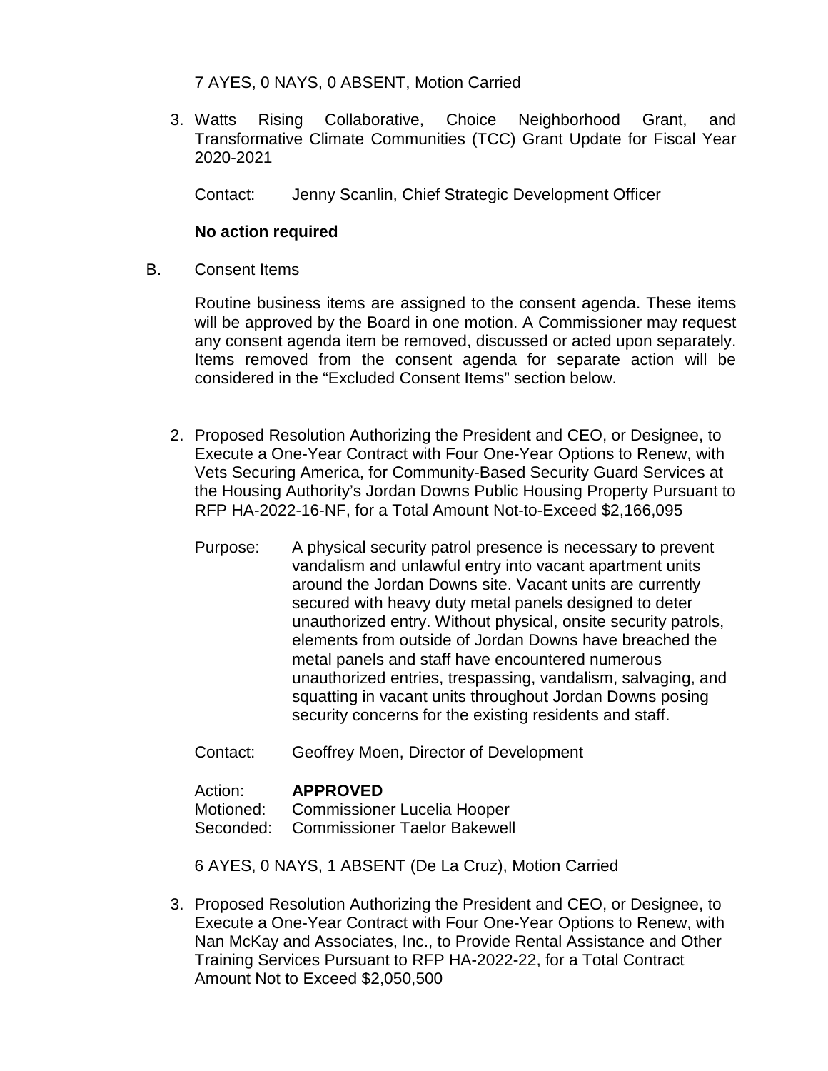7 AYES, 0 NAYS, 0 ABSENT, Motion Carried

3. Watts Rising Collaborative, Choice Neighborhood Grant, and Transformative Climate Communities (TCC) Grant Update for Fiscal Year 2020-2021

   Contact: Jenny Scanlin, Chief Strategic Development Officer

   **No action required**

B. Consent Items

   Routine business items are assigned to the consent agenda. These items will be approved by the Board in one motion. A Commissioner may request any consent agenda item be removed, discussed or acted upon separately. Items removed from the consent agenda for separate action will be considered in the "Excluded Consent Items" section below.

2. Proposed Resolution Authorizing the President and CEO, or Designee, to Execute a One-Year Contract with Four One-Year Options to Renew, with Vets Securing America, for Community-Based Security Guard Services at the Housing Authority's Jordan Downs Public Housing Property Pursuant to RFP HA-2022-16-NF, for a Total Amount Not-to-Exceed $2,166,095

   Purpose: A physical security patrol presence is necessary to prevent vandalism and unlawful entry into vacant apartment units around the Jordan Downs site. Vacant units are currently secured with heavy duty metal panels designed to deter unauthorized entry. Without physical, onsite security patrols, elements from outside of Jordan Downs have breached the metal panels and staff have encountered numerous unauthorized entries, trespassing, vandalism, salvaging, and squatting in vacant units throughout Jordan Downs posing security concerns for the existing residents and staff.

   Contact: Geoffrey Moen, Director of Development

   Action: **APPROVED**
   Motioned: Commissioner Lucelia Hooper
   Seconded: Commissioner Taelor Bakewell

   6 AYES, 0 NAYS, 1 ABSENT (De La Cruz), Motion Carried

3. Proposed Resolution Authorizing the President and CEO, or Designee, to Execute a One-Year Contract with Four One-Year Options to Renew, with Nan McKay and Associates, Inc., to Provide Rental Assistance and Other Training Services Pursuant to RFP HA-2022-22, for a Total Contract Amount Not to Exceed $2,050,500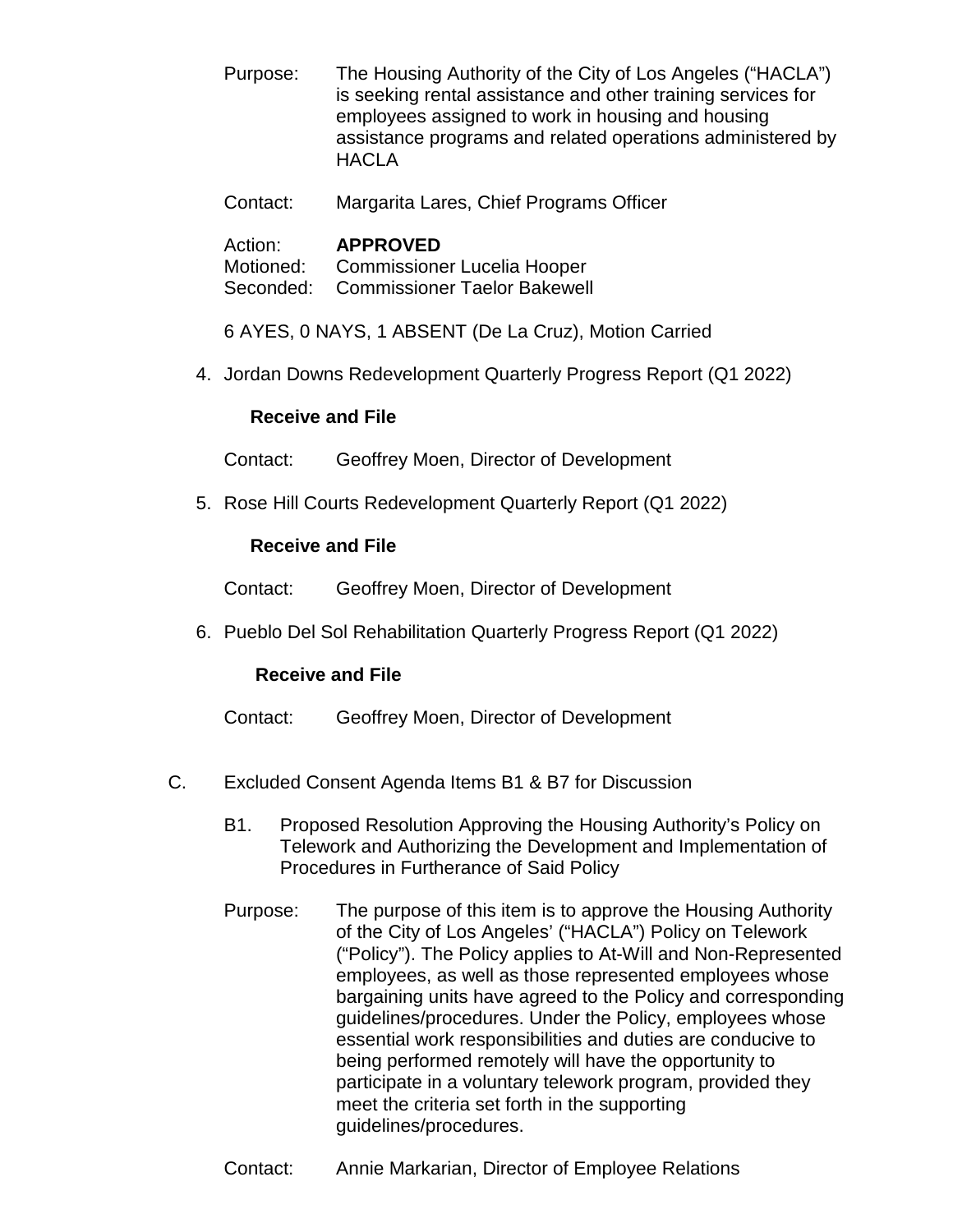Purpose: The Housing Authority of the City of Los Angeles ("HACLA") is seeking rental assistance and other training services for employees assigned to work in housing and housing assistance programs and related operations administered by HACLA

Contact: Margarita Lares, Chief Programs Officer

Action: **APPROVED**
Motioned: Commissioner Lucelia Hooper
Seconded: Commissioner Taelor Bakewell

6 AYES, 0 NAYS, 1 ABSENT (De La Cruz), Motion Carried

4. Jordan Downs Redevelopment Quarterly Progress Report (Q1 2022)

   **Receive and File**

   Contact: Geoffrey Moen, Director of Development

5. Rose Hill Courts Redevelopment Quarterly Report (Q1 2022)

   **Receive and File**

   Contact: Geoffrey Moen, Director of Development

6. Pueblo Del Sol Rehabilitation Quarterly Progress Report (Q1 2022)

   **Receive and File**

   Contact: Geoffrey Moen, Director of Development

C. Excluded Consent Agenda Items B1 & B7 for Discussion

B1. Proposed Resolution Approving the Housing Authority's Policy on Telework and Authorizing the Development and Implementation of Procedures in Furtherance of Said Policy

Purpose: The purpose of this item is to approve the Housing Authority of the City of Los Angeles' ("HACLA") Policy on Telework ("Policy"). The Policy applies to At-Will and Non-Represented employees, as well as those represented employees whose bargaining units have agreed to the Policy and corresponding guidelines/procedures. Under the Policy, employees whose essential work responsibilities and duties are conducive to being performed remotely will have the opportunity to participate in a voluntary telework program, provided they meet the criteria set forth in the supporting guidelines/procedures.

Contact: Annie Markarian, Director of Employee Relations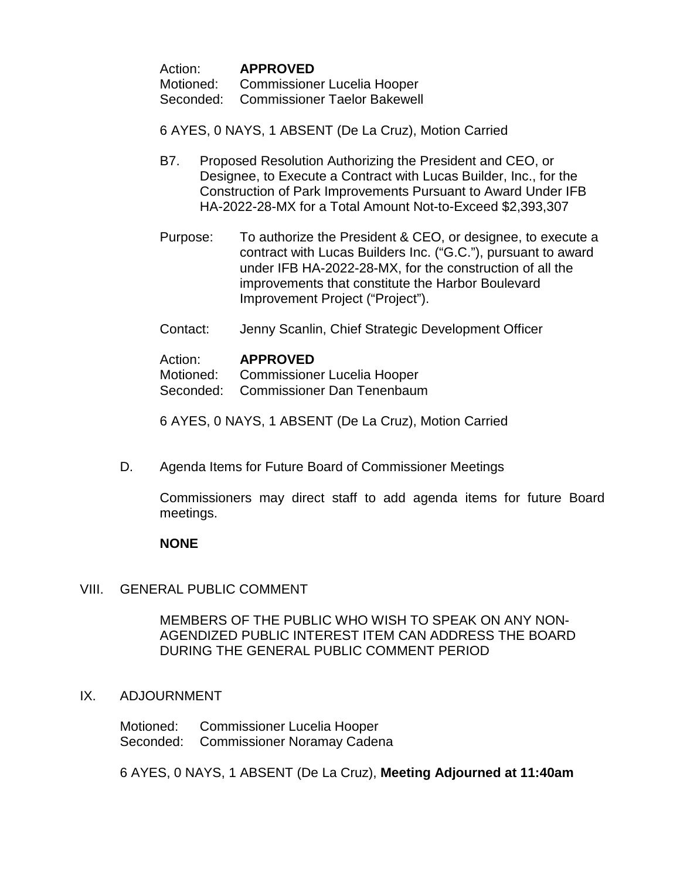Action: **APPROVED**
Motioned: Commissioner Lucelia Hooper
Seconded: Commissioner Taelor Bakewell

6 AYES, 0 NAYS, 1 ABSENT (De La Cruz), Motion Carried

B7. Proposed Resolution Authorizing the President and CEO, or Designee, to Execute a Contract with Lucas Builder, Inc., for the Construction of Park Improvements Pursuant to Award Under IFB HA-2022-28-MX for a Total Amount Not-to-Exceed $2,393,307

Purpose: To authorize the President & CEO, or designee, to execute a contract with Lucas Builders Inc. ("G.C."), pursuant to award under IFB HA-2022-28-MX, for the construction of all the improvements that constitute the Harbor Boulevard Improvement Project ("Project").

Contact: Jenny Scanlin, Chief Strategic Development Officer

Action: **APPROVED**
Motioned: Commissioner Lucelia Hooper
Seconded: Commissioner Dan Tenenbaum

6 AYES, 0 NAYS, 1 ABSENT (De La Cruz), Motion Carried

D. Agenda Items for Future Board of Commissioner Meetings

Commissioners may direct staff to add agenda items for future Board meetings.

**NONE**

## VIII. GENERAL PUBLIC COMMENT

MEMBERS OF THE PUBLIC WHO WISH TO SPEAK ON ANY NON-AGENDIZED PUBLIC INTEREST ITEM CAN ADDRESS THE BOARD DURING THE GENERAL PUBLIC COMMENT PERIOD

## IX. ADJOURNMENT

Motioned: Commissioner Lucelia Hooper
Seconded: Commissioner Noramay Cadena

6 AYES, 0 NAYS, 1 ABSENT (De La Cruz), **Meeting Adjourned at 11:40am**